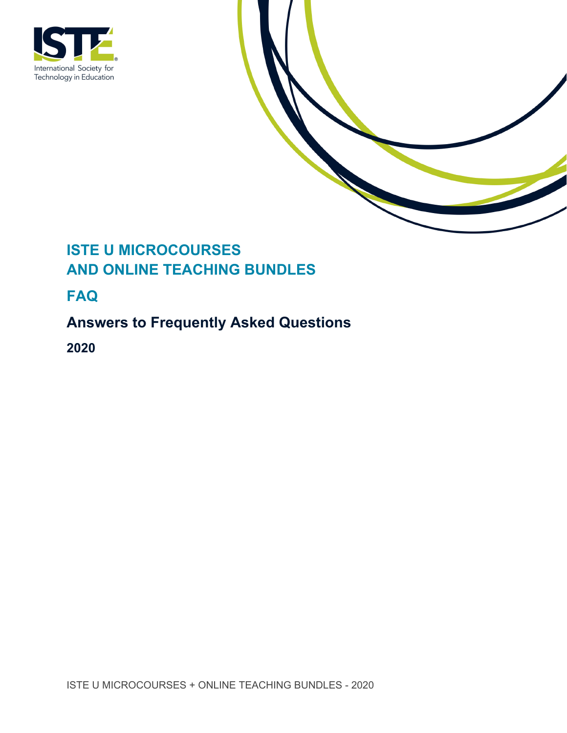ISTE

International Society for Technology in Education

# ISTE U MICROCOURSES AND ONLINE TEACHING BUNDLES

## FAQ

### Answers to Frequently Asked Questions

**2020**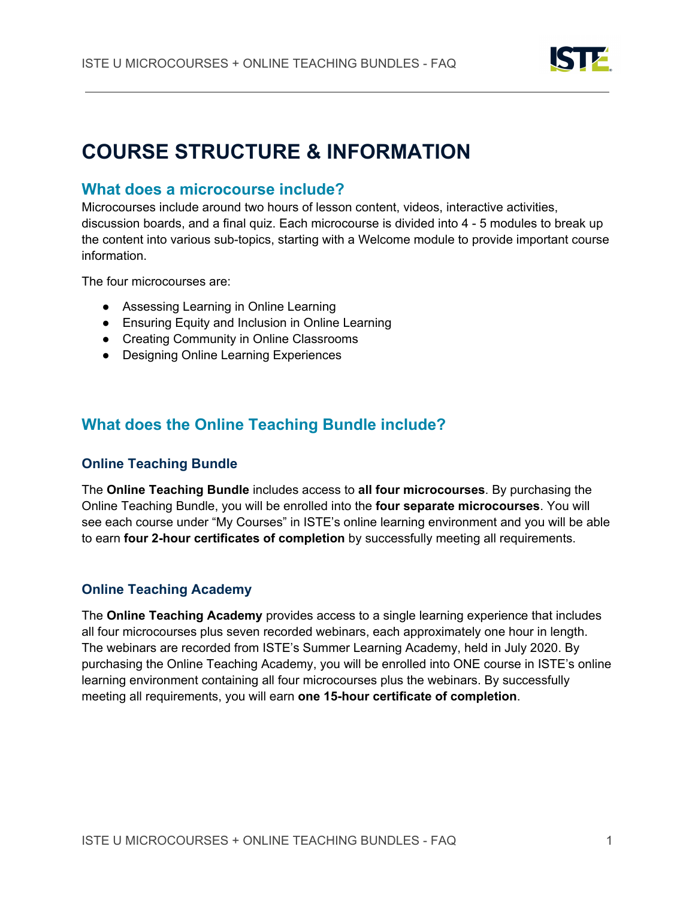# COURSE STRUCTURE & INFORMATION

## What does a microcourse include?

Microcourses include around two hours of lesson content, videos, interactive activities, discussion boards, and a final quiz. Each microcourse is divided into 4 - 5 modules to break up the content into various sub-topics, starting with a Welcome module to provide important course information.

The four microcourses are:

- Assessing Learning in Online Learning
- Ensuring Equity and Inclusion in Online Learning
- Creating Community in Online Classrooms
- Designing Online Learning Experiences

## What does the Online Teaching Bundle include?

### Online Teaching Bundle

The **Online Teaching Bundle** includes access to **all four microcourses**. By purchasing the Online Teaching Bundle, you will be enrolled into the **four separate microcourses**. You will see each course under "My Courses" in ISTE's online learning environment and you will be able to earn **four 2-hour certificates of completion** by successfully meeting all requirements.

### Online Teaching Academy

The **Online Teaching Academy** provides access to a single learning experience that includes all four microcourses plus seven recorded webinars, each approximately one hour in length. The webinars are recorded from ISTE's Summer Learning Academy, held in July 2020. By purchasing the Online Teaching Academy, you will be enrolled into ONE course in ISTE's online learning environment containing all four microcourses plus the webinars. By successfully meeting all requirements, you will earn **one 15-hour certificate of completion**.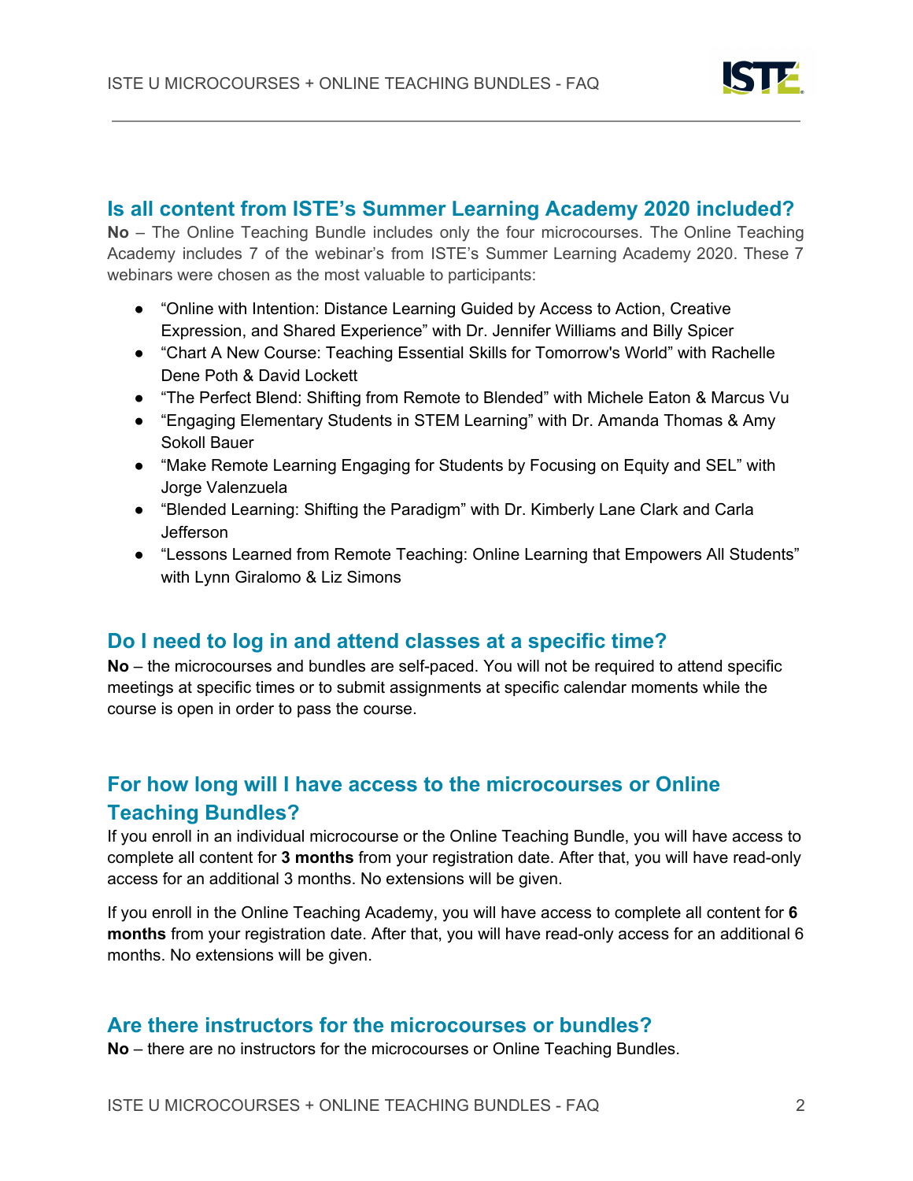## Is all content from ISTE's Summer Learning Academy 2020 included?

**No** – The Online Teaching Bundle includes only the four microcourses. The Online Teaching Academy includes 7 of the webinar's from ISTE's Summer Learning Academy 2020. These 7 webinars were chosen as the most valuable to participants:

- "Online with Intention: Distance Learning Guided by Access to Action, Creative Expression, and Shared Experience" with Dr. Jennifer Williams and Billy Spicer
- "Chart A New Course: Teaching Essential Skills for Tomorrow's World" with Rachelle Dene Poth & David Lockett
- "The Perfect Blend: Shifting from Remote to Blended" with Michele Eaton & Marcus Vu
- "Engaging Elementary Students in STEM Learning" with Dr. Amanda Thomas & Amy Sokoll Bauer
- "Make Remote Learning Engaging for Students by Focusing on Equity and SEL" with Jorge Valenzuela
- "Blended Learning: Shifting the Paradigm" with Dr. Kimberly Lane Clark and Carla Jefferson
- "Lessons Learned from Remote Teaching: Online Learning that Empowers All Students" with Lynn Giralomo & Liz Simons

## Do I need to log in and attend classes at a specific time?

**No** – the microcourses and bundles are self-paced. You will not be required to attend specific meetings at specific times or to submit assignments at specific calendar moments while the course is open in order to pass the course.

## For how long will I have access to the microcourses or Online Teaching Bundles?

If you enroll in an individual microcourse or the Online Teaching Bundle, you will have access to complete all content for **3 months** from your registration date. After that, you will have read-only access for an additional 3 months. No extensions will be given.

If you enroll in the Online Teaching Academy, you will have access to complete all content for **6 months** from your registration date. After that, you will have read-only access for an additional 6 months. No extensions will be given.

## Are there instructors for the microcourses or bundles?

**No** – there are no instructors for the microcourses or Online Teaching Bundles.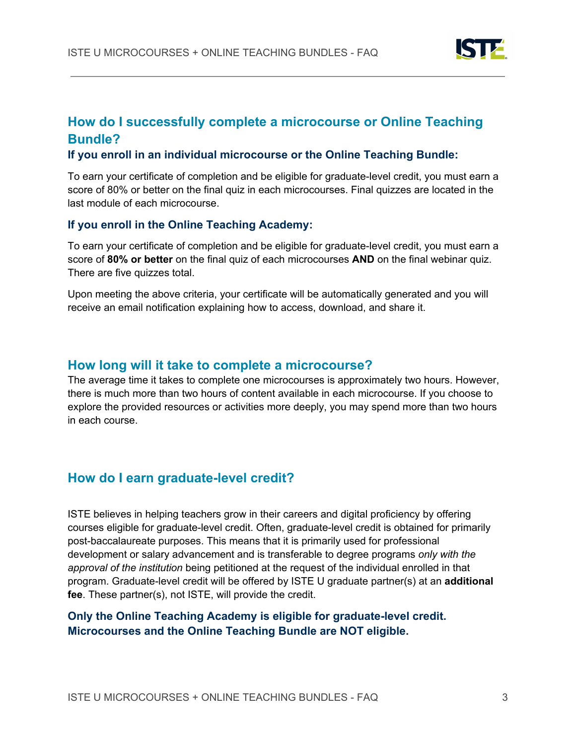## How do I successfully complete a microcourse or Online Teaching Bundle?

### If you enroll in an individual microcourse or the Online Teaching Bundle:

To earn your certificate of completion and be eligible for graduate-level credit, you must earn a score of 80% or better on the final quiz in each microcourses. Final quizzes are located in the last module of each microcourse.

### If you enroll in the Online Teaching Academy:

To earn your certificate of completion and be eligible for graduate-level credit, you must earn a score of **80% or better** on the final quiz of each microcourses **AND** on the final webinar quiz. There are five quizzes total.

Upon meeting the above criteria, your certificate will be automatically generated and you will receive an email notification explaining how to access, download, and share it.

## How long will it take to complete a microcourse?

The average time it takes to complete one microcourses is approximately two hours. However, there is much more than two hours of content available in each microcourse. If you choose to explore the provided resources or activities more deeply, you may spend more than two hours in each course.

## How do I earn graduate-level credit?

ISTE believes in helping teachers grow in their careers and digital proficiency by offering courses eligible for graduate-level credit. Often, graduate-level credit is obtained for primarily post-baccalaureate purposes. This means that it is primarily used for professional development or salary advancement and is transferable to degree programs *only with the approval of the institution* being petitioned at the request of the individual enrolled in that program. Graduate-level credit will be offered by ISTE U graduate partner(s) at an **additional fee**. These partner(s), not ISTE, will provide the credit.

**Only the Online Teaching Academy is eligible for graduate-level credit. Microcourses and the Online Teaching Bundle are NOT eligible.**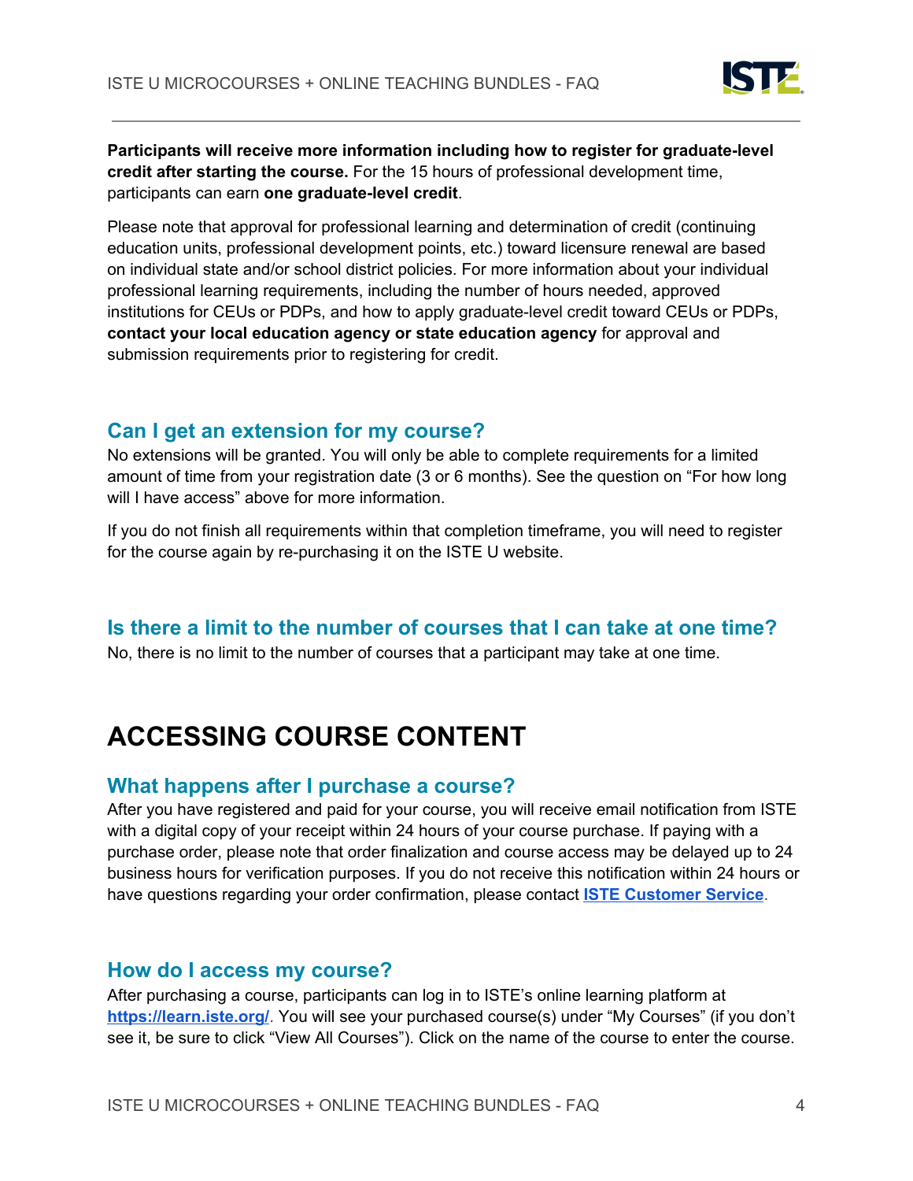**Participants will receive more information including how to register for graduate-level credit after starting the course.** For the 15 hours of professional development time, participants can earn **one graduate-level credit**.

Please note that approval for professional learning and determination of credit (continuing education units, professional development points, etc.) toward licensure renewal are based on individual state and/or school district policies. For more information about your individual professional learning requirements, including the number of hours needed, approved institutions for CEUs or PDPs, and how to apply graduate-level credit toward CEUs or PDPs, **contact your local education agency or state education agency** for approval and submission requirements prior to registering for credit.

### Can I get an extension for my course?

No extensions will be granted. You will only be able to complete requirements for a limited amount of time from your registration date (3 or 6 months). See the question on "For how long will I have access" above for more information.

If you do not finish all requirements within that completion timeframe, you will need to register for the course again by re-purchasing it on the ISTE U website.

### Is there a limit to the number of courses that I can take at one time?

No, there is no limit to the number of courses that a participant may take at one time.

## ACCESSING COURSE CONTENT

### What happens after I purchase a course?

After you have registered and paid for your course, you will receive email notification from ISTE with a digital copy of your receipt within 24 hours of your course purchase. If paying with a purchase order, please note that order finalization and course access may be delayed up to 24 business hours for verification purposes. If you do not receive this notification within 24 hours or have questions regarding your order confirmation, please contact **ISTE Customer Service**.

### How do I access my course?

After purchasing a course, participants can log in to ISTE's online learning platform at **https://learn.iste.org/**. You will see your purchased course(s) under "My Courses" (if you don't see it, be sure to click "View All Courses"). Click on the name of the course to enter the course.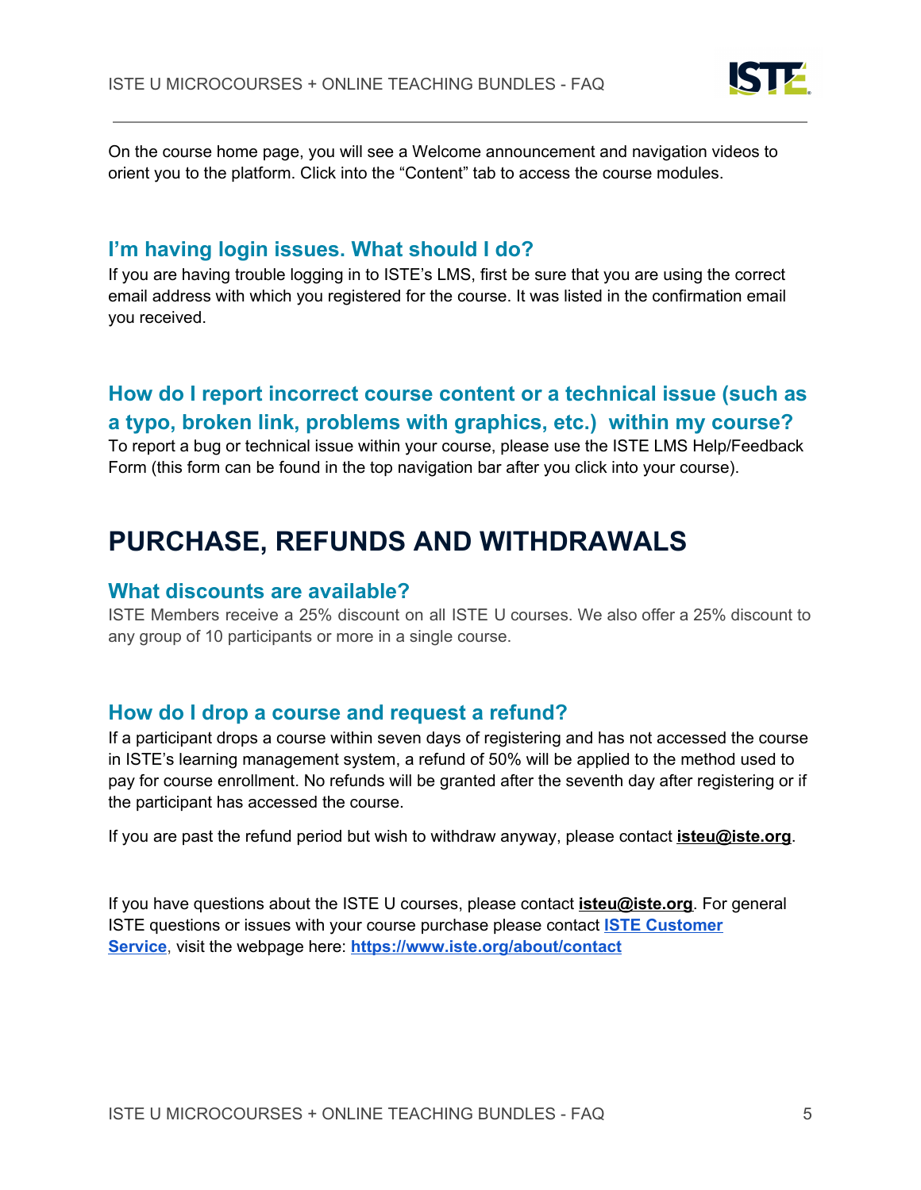On the course home page, you will see a Welcome announcement and navigation videos to orient you to the platform. Click into the “Content” tab to access the course modules.

### I’m having login issues. What should I do?

If you are having trouble logging in to ISTE’s LMS, first be sure that you are using the correct email address with which you registered for the course. It was listed in the confirmation email you received.

### How do I report incorrect course content or a technical issue (such as a typo, broken link, problems with graphics, etc.) within my course?

To report a bug or technical issue within your course, please use the ISTE LMS Help/Feedback Form (this form can be found in the top navigation bar after you click into your course).

## PURCHASE, REFUNDS AND WITHDRAWALS

### What discounts are available?

ISTE Members receive a 25% discount on all ISTE U courses. We also offer a 25% discount to any group of 10 participants or more in a single course.

### How do I drop a course and request a refund?

If a participant drops a course within seven days of registering and has not accessed the course in ISTE’s learning management system, a refund of 50% will be applied to the method used to pay for course enrollment. No refunds will be granted after the seventh day after registering or if the participant has accessed the course.

If you are past the refund period but wish to withdraw anyway, please contact **isteu@iste.org**.

If you have questions about the ISTE U courses, please contact **isteu@iste.org**. For general ISTE questions or issues with your course purchase please contact **ISTE Customer Service**, visit the webpage here: **https://www.iste.org/about/contact**